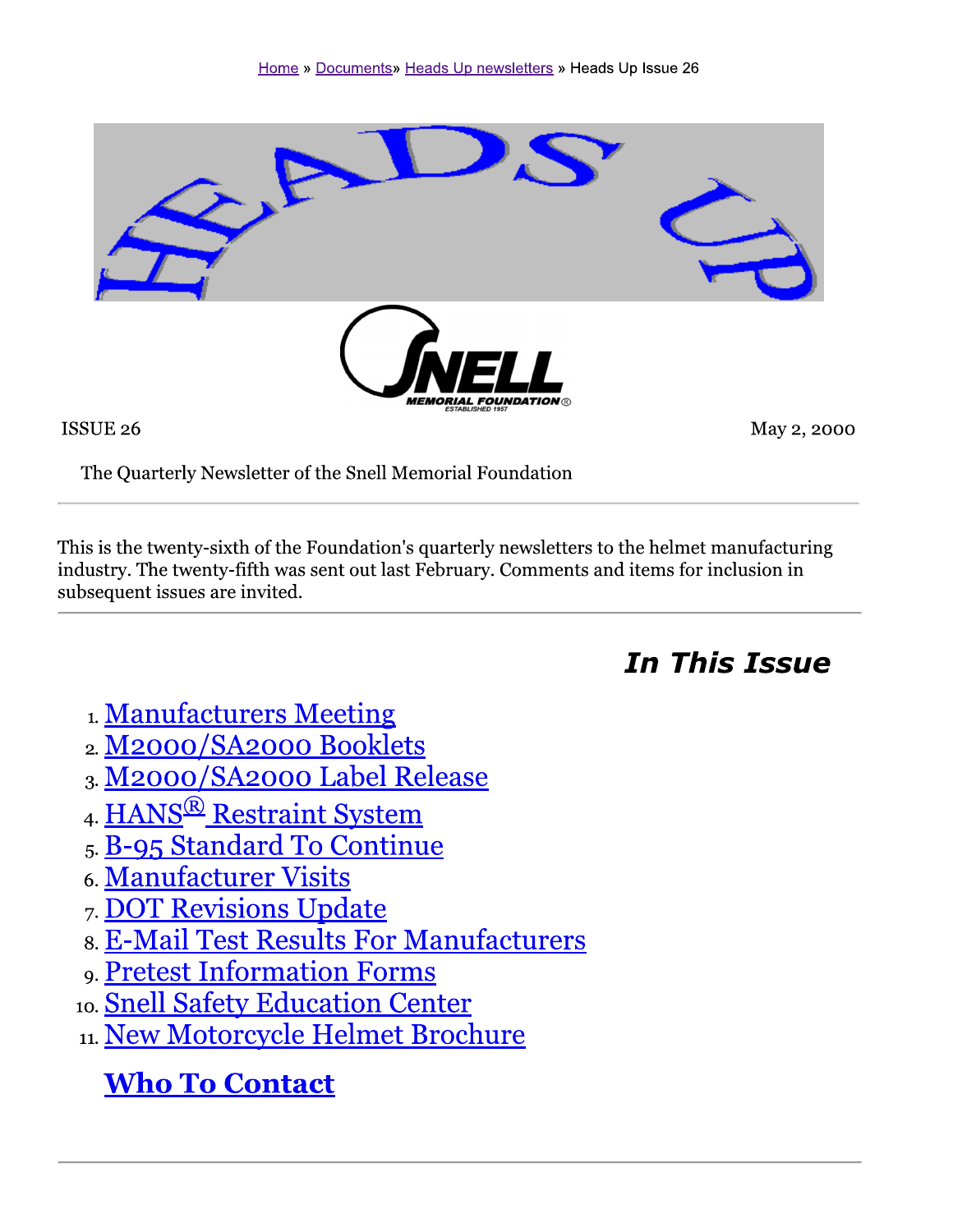Home » Documents» Heads Up newsletters » Heads Up Issue 26

# HEADS UP

SNELL MEMORIAL FOUNDATION ESTABLISHED 1957

ISSUE 26 May 2, 2000

The Quarterly Newsletter of the Snell Memorial Foundation

---

This is the twenty-sixth of the Foundation's quarterly newsletters to the helmet manufacturing industry. The twenty-fifth was sent out last February. Comments and items for inclusion in subsequent issues are invited.

---

## *In This Issue*

1. Manufacturers Meeting
2. M2000/SA2000 Booklets
3. M2000/SA2000 Label Release
4. HANS® Restraint System
5. B-95 Standard To Continue
6. Manufacturer Visits
7. DOT Revisions Update
8. E-Mail Test Results For Manufacturers
9. Pretest Information Forms
10. Snell Safety Education Center
11. New Motorcycle Helmet Brochure

**Who To Contact**

---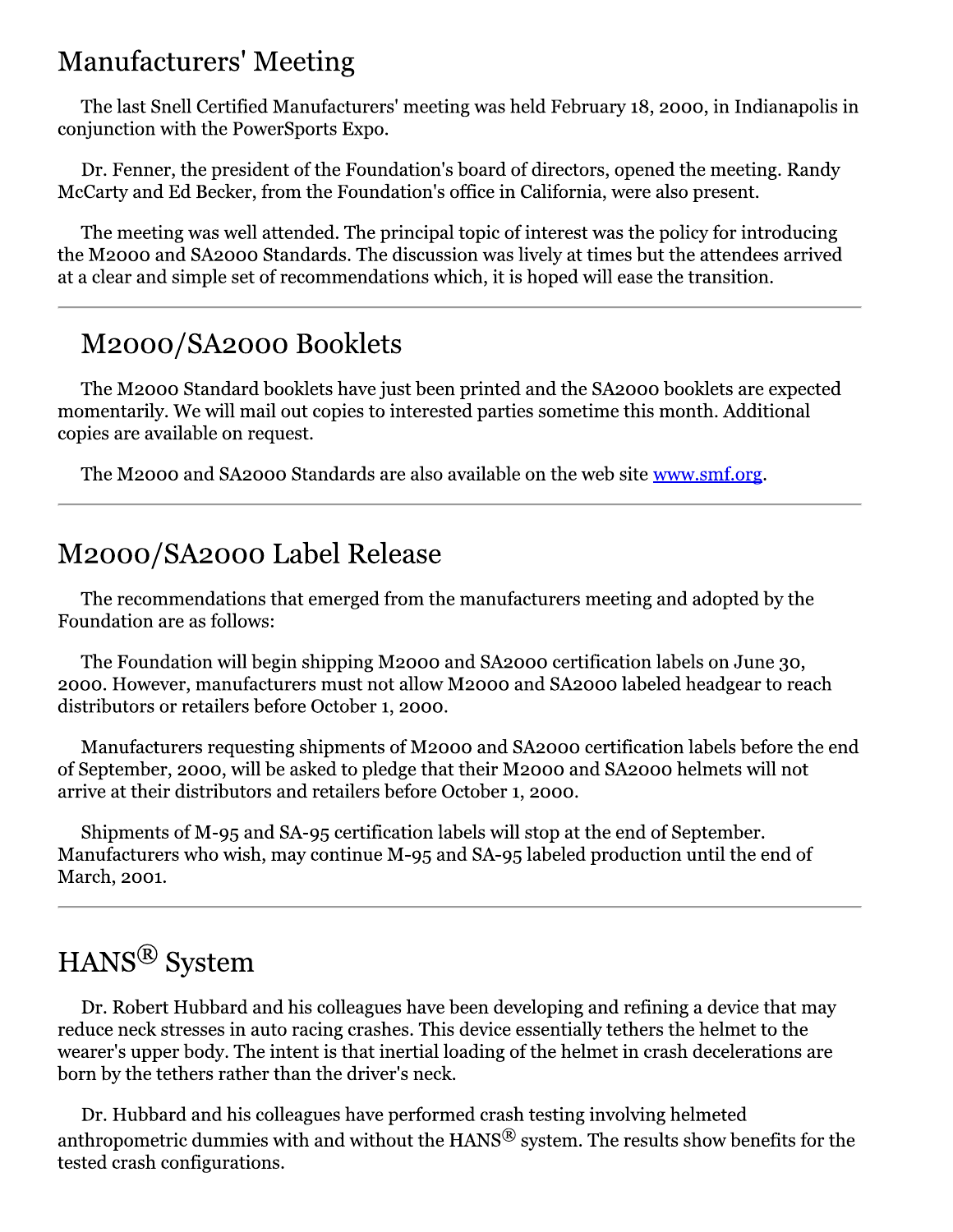## Manufacturers' Meeting

The last Snell Certified Manufacturers' meeting was held February 18, 2000, in Indianapolis in conjunction with the PowerSports Expo.

Dr. Fenner, the president of the Foundation's board of directors, opened the meeting. Randy McCarty and Ed Becker, from the Foundation's office in California, were also present.

The meeting was well attended. The principal topic of interest was the policy for introducing the M2000 and SA2000 Standards. The discussion was lively at times but the attendees arrived at a clear and simple set of recommendations which, it is hoped will ease the transition.

---

## M2000/SA2000 Booklets

The M2000 Standard booklets have just been printed and the SA2000 booklets are expected momentarily. We will mail out copies to interested parties sometime this month. Additional copies are available on request.

The M2000 and SA2000 Standards are also available on the web site [www.smf.org](http://www.smf.org).

---

## M2000/SA2000 Label Release

The recommendations that emerged from the manufacturers meeting and adopted by the Foundation are as follows:

The Foundation will begin shipping M2000 and SA2000 certification labels on June 30, 2000. However, manufacturers must not allow M2000 and SA2000 labeled headgear to reach distributors or retailers before October 1, 2000.

Manufacturers requesting shipments of M2000 and SA2000 certification labels before the end of September, 2000, will be asked to pledge that their M2000 and SA2000 helmets will not arrive at their distributors and retailers before October 1, 2000.

Shipments of M-95 and SA-95 certification labels will stop at the end of September. Manufacturers who wish, may continue M-95 and SA-95 labeled production until the end of March, 2001.

---

## HANS® System

Dr. Robert Hubbard and his colleagues have been developing and refining a device that may reduce neck stresses in auto racing crashes. This device essentially tethers the helmet to the wearer's upper body. The intent is that inertial loading of the helmet in crash decelerations are born by the tethers rather than the driver's neck.

Dr. Hubbard and his colleagues have performed crash testing involving helmeted anthropometric dummies with and without the HANS® system. The results show benefits for the tested crash configurations.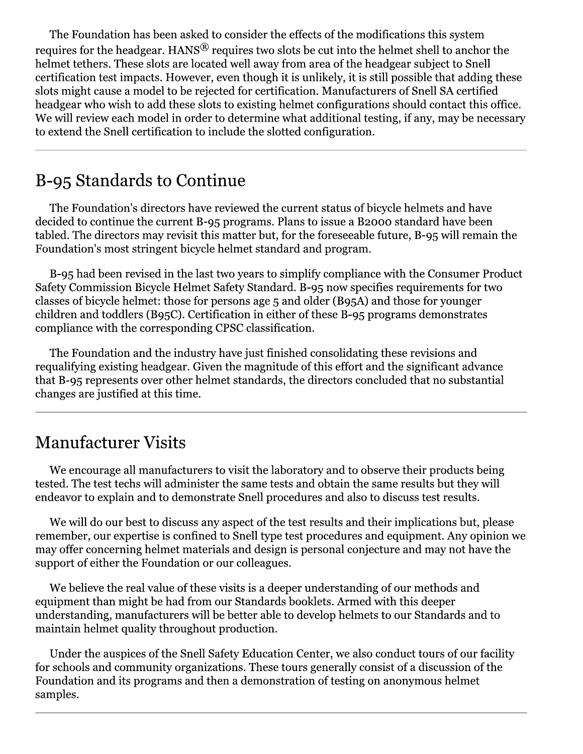The Foundation has been asked to consider the effects of the modifications this system requires for the headgear. HANS® requires two slots be cut into the helmet shell to anchor the helmet tethers. These slots are located well away from area of the headgear subject to Snell certification test impacts. However, even though it is unlikely, it is still possible that adding these slots might cause a model to be rejected for certification. Manufacturers of Snell SA certified headgear who wish to add these slots to existing helmet configurations should contact this office. We will review each model in order to determine what additional testing, if any, may be necessary to extend the Snell certification to include the slotted configuration.

---

## B-95 Standards to Continue

The Foundation's directors have reviewed the current status of bicycle helmets and have decided to continue the current B-95 programs. Plans to issue a B2000 standard have been tabled. The directors may revisit this matter but, for the foreseeable future, B-95 will remain the Foundation's most stringent bicycle helmet standard and program.

B-95 had been revised in the last two years to simplify compliance with the Consumer Product Safety Commission Bicycle Helmet Safety Standard. B-95 now specifies requirements for two classes of bicycle helmet: those for persons age 5 and older (B95A) and those for younger children and toddlers (B95C). Certification in either of these B-95 programs demonstrates compliance with the corresponding CPSC classification.

The Foundation and the industry have just finished consolidating these revisions and requalifying existing headgear. Given the magnitude of this effort and the significant advance that B-95 represents over other helmet standards, the directors concluded that no substantial changes are justified at this time.

---

## Manufacturer Visits

We encourage all manufacturers to visit the laboratory and to observe their products being tested. The test techs will administer the same tests and obtain the same results but they will endeavor to explain and to demonstrate Snell procedures and also to discuss test results.

We will do our best to discuss any aspect of the test results and their implications but, please remember, our expertise is confined to Snell type test procedures and equipment. Any opinion we may offer concerning helmet materials and design is personal conjecture and may not have the support of either the Foundation or our colleagues.

We believe the real value of these visits is a deeper understanding of our methods and equipment than might be had from our Standards booklets. Armed with this deeper understanding, manufacturers will be better able to develop helmets to our Standards and to maintain helmet quality throughout production.

Under the auspices of the Snell Safety Education Center, we also conduct tours of our facility for schools and community organizations. These tours generally consist of a discussion of the Foundation and its programs and then a demonstration of testing on anonymous helmet samples.

---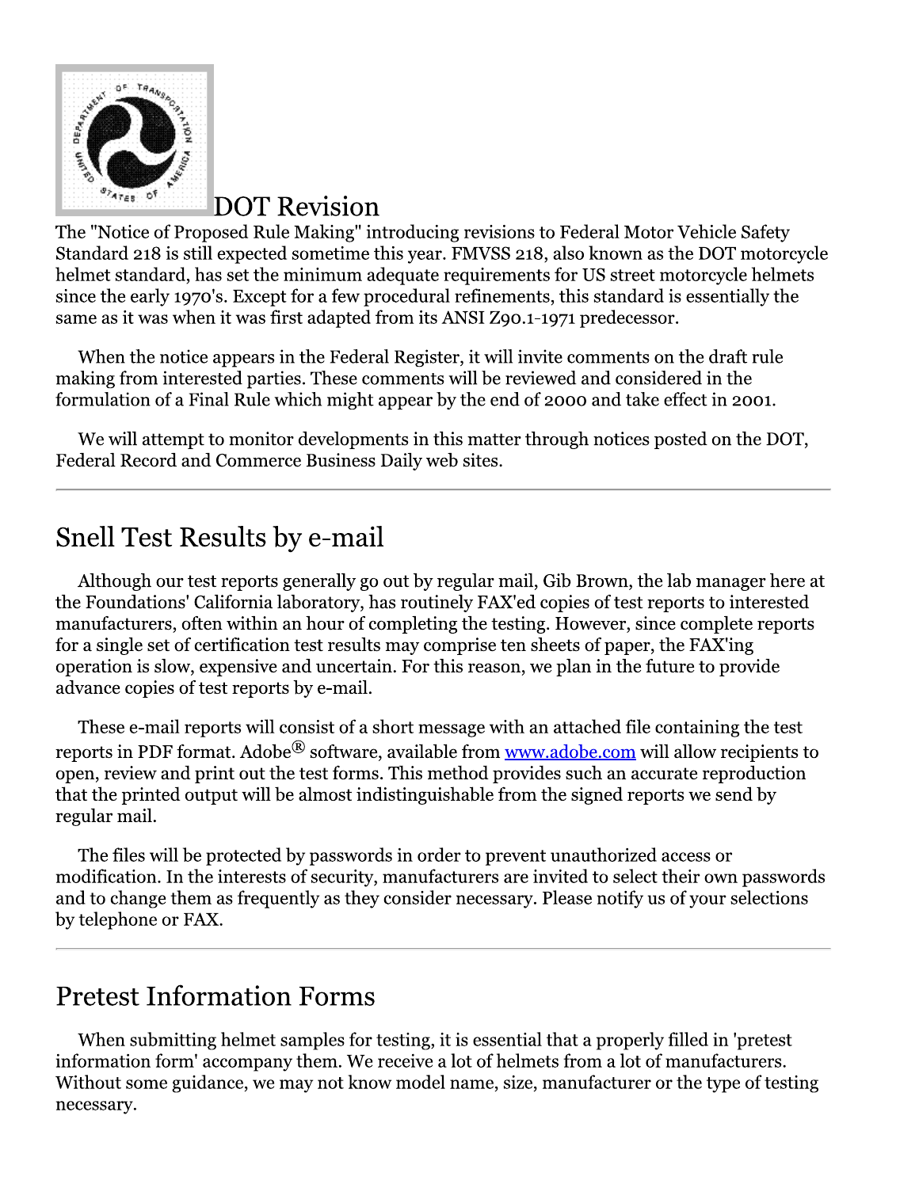## DOT Revision

The "Notice of Proposed Rule Making" introducing revisions to Federal Motor Vehicle Safety Standard 218 is still expected sometime this year. FMVSS 218, also known as the DOT motorcycle helmet standard, has set the minimum adequate requirements for US street motorcycle helmets since the early 1970's. Except for a few procedural refinements, this standard is essentially the same as it was when it was first adapted from its ANSI Z90.1-1971 predecessor.

When the notice appears in the Federal Register, it will invite comments on the draft rule making from interested parties. These comments will be reviewed and considered in the formulation of a Final Rule which might appear by the end of 2000 and take effect in 2001.

We will attempt to monitor developments in this matter through notices posted on the DOT, Federal Record and Commerce Business Daily web sites.

---

## Snell Test Results by e-mail

Although our test reports generally go out by regular mail, Gib Brown, the lab manager here at the Foundations' California laboratory, has routinely FAX'ed copies of test reports to interested manufacturers, often within an hour of completing the testing. However, since complete reports for a single set of certification test results may comprise ten sheets of paper, the FAX'ing operation is slow, expensive and uncertain. For this reason, we plan in the future to provide advance copies of test reports by e-mail.

These e-mail reports will consist of a short message with an attached file containing the test reports in PDF format. Adobe® software, available from www.adobe.com will allow recipients to open, review and print out the test forms. This method provides such an accurate reproduction that the printed output will be almost indistinguishable from the signed reports we send by regular mail.

The files will be protected by passwords in order to prevent unauthorized access or modification. In the interests of security, manufacturers are invited to select their own passwords and to change them as frequently as they consider necessary. Please notify us of your selections by telephone or FAX.

---

## Pretest Information Forms

When submitting helmet samples for testing, it is essential that a properly filled in 'pretest information form' accompany them. We receive a lot of helmets from a lot of manufacturers. Without some guidance, we may not know model name, size, manufacturer or the type of testing necessary.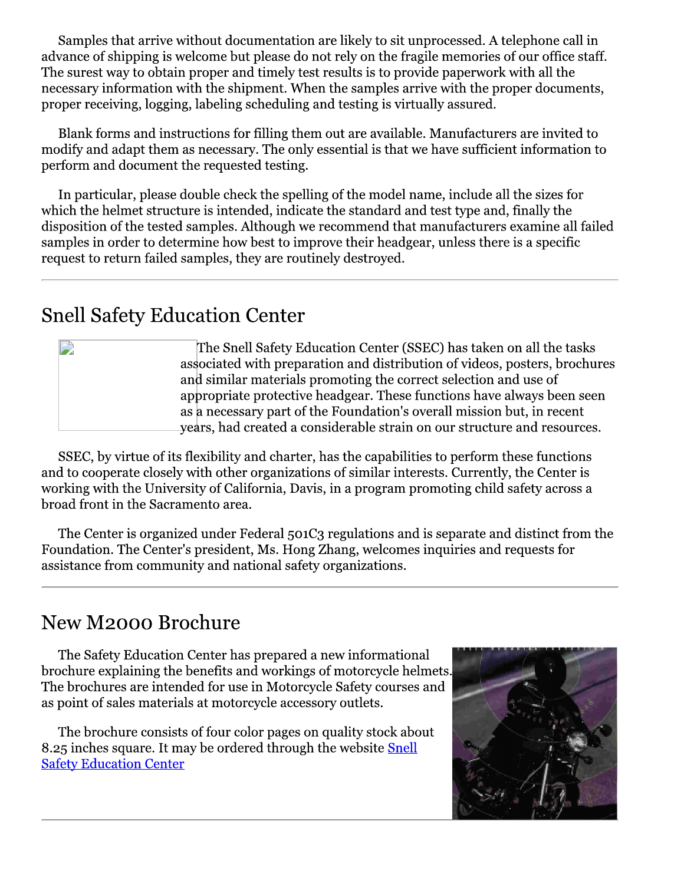Samples that arrive without documentation are likely to sit unprocessed. A telephone call in advance of shipping is welcome but please do not rely on the fragile memories of our office staff. The surest way to obtain proper and timely test results is to provide paperwork with all the necessary information with the shipment. When the samples arrive with the proper documents, proper receiving, logging, labeling scheduling and testing is virtually assured.

Blank forms and instructions for filling them out are available. Manufacturers are invited to modify and adapt them as necessary. The only essential is that we have sufficient information to perform and document the requested testing.

In particular, please double check the spelling of the model name, include all the sizes for which the helmet structure is intended, indicate the standard and test type and, finally the disposition of the tested samples. Although we recommend that manufacturers examine all failed samples in order to determine how best to improve their headgear, unless there is a specific request to return failed samples, they are routinely destroyed.

---

## Snell Safety Education Center

The Snell Safety Education Center (SSEC) has taken on all the tasks associated with preparation and distribution of videos, posters, brochures and similar materials promoting the correct selection and use of appropriate protective headgear. These functions have always been seen as a necessary part of the Foundation's overall mission but, in recent years, had created a considerable strain on our structure and resources.

SSEC, by virtue of its flexibility and charter, has the capabilities to perform these functions and to cooperate closely with other organizations of similar interests. Currently, the Center is working with the University of California, Davis, in a program promoting child safety across a broad front in the Sacramento area.

The Center is organized under Federal 501C3 regulations and is separate and distinct from the Foundation. The Center's president, Ms. Hong Zhang, welcomes inquiries and requests for assistance from community and national safety organizations.

---

## New M2000 Brochure

The Safety Education Center has prepared a new informational brochure explaining the benefits and workings of motorcycle helmets. The brochures are intended for use in Motorcycle Safety courses and as point of sales materials at motorcycle accessory outlets.

The brochure consists of four color pages on quality stock about 8.25 inches square. It may be ordered through the website Snell Safety Education Center

---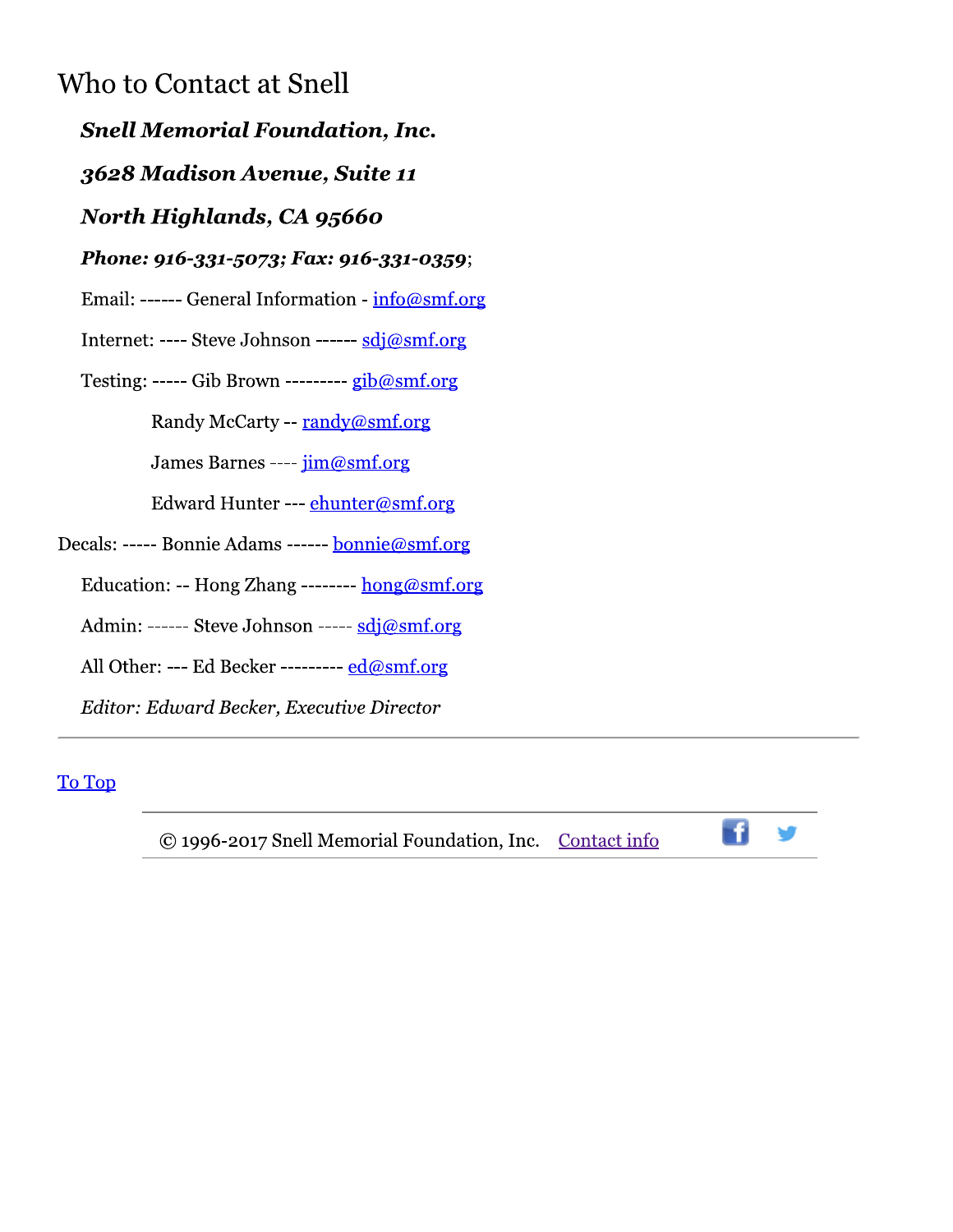# Who to Contact at Snell

***Snell Memorial Foundation, Inc.***

***3628 Madison Avenue, Suite 11***

***North Highlands, CA 95660***

***Phone: 916-331-5073; Fax: 916-331-0359***;

Email: ------ General Information - info@smf.org

Internet: ---- Steve Johnson ------ sdj@smf.org

Testing: ----- Gib Brown --------- gib@smf.org

Randy McCarty -- randy@smf.org

James Barnes ---- jim@smf.org

Edward Hunter --- ehunter@smf.org

Decals: ----- Bonnie Adams ------ bonnie@smf.org

Education: -- Hong Zhang -------- hong@smf.org

Admin: ------ Steve Johnson ----- sdj@smf.org

All Other: --- Ed Becker --------- ed@smf.org

*Editor: Edward Becker, Executive Director*

---

To Top

© 1996-2017 Snell Memorial Foundation, Inc. Contact info